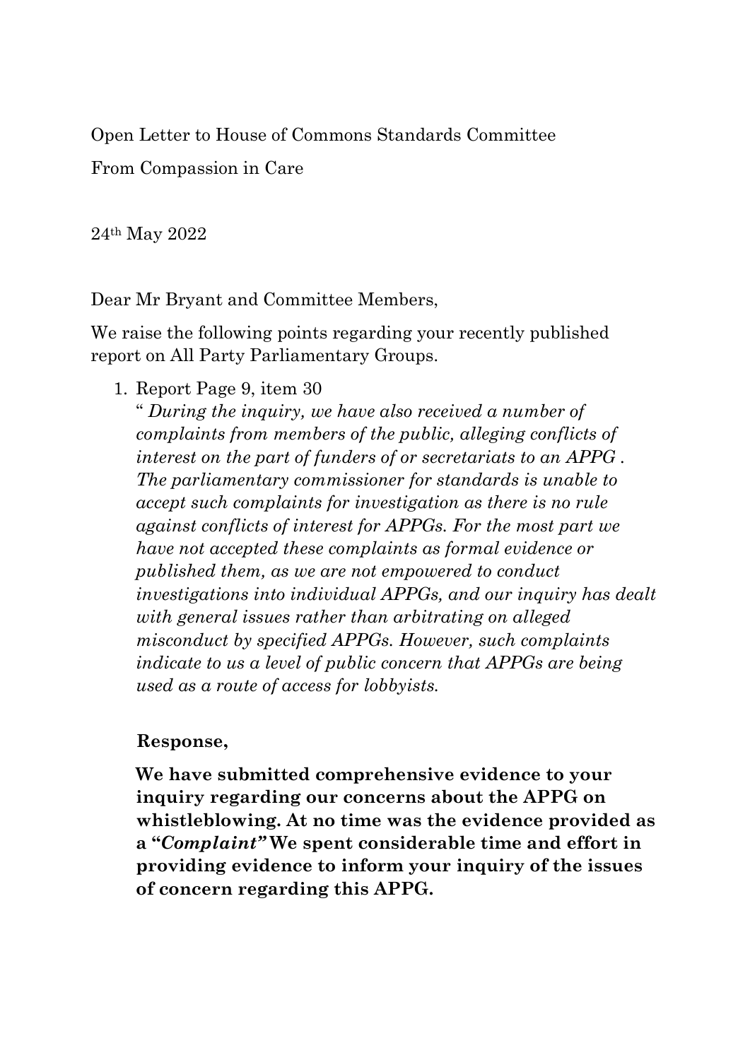Open Letter to House of Commons Standards Committee

From Compassion in Care

24th May 2022

Dear Mr Bryant and Committee Members,

We raise the following points regarding your recently published report on All Party Parliamentary Groups.

1. Report Page 9, item 30

   " *During the inquiry, we have also received a number of complaints from members of the public, alleging conflicts of interest on the part of funders of or secretariats to an APPG . The parliamentary commissioner for standards is unable to accept such complaints for investigation as there is no rule against conflicts of interest for APPGs. For the most part we have not accepted these complaints as formal evidence or published them, as we are not empowered to conduct investigations into individual APPGs, and our inquiry has dealt with general issues rather than arbitrating on alleged misconduct by specified APPGs. However, such complaints indicate to us a level of public concern that APPGs are being used as a route of access for lobbyists.*

   **Response,**

   **We have submitted comprehensive evidence to your inquiry regarding our concerns about the APPG on whistleblowing. At no time was the evidence provided as a "*Complaint"* We spent considerable time and effort in providing evidence to inform your inquiry of the issues of concern regarding this APPG.**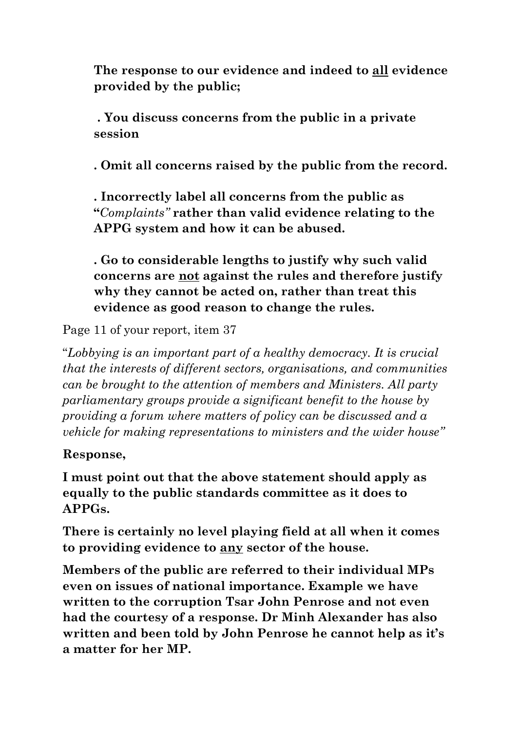**The response to our evidence and indeed to <u>all</u> evidence provided by the public;**

**. You discuss concerns from the public in a private session**

**. Omit all concerns raised by the public from the record.**

**. Incorrectly label all concerns from the public as "*Complaints"* rather than valid evidence relating to the APPG system and how it can be abused.**

**. Go to considerable lengths to justify why such valid concerns are <u>not</u> against the rules and therefore justify why they cannot be acted on, rather than treat this evidence as good reason to change the rules.**

Page 11 of your report, item 37

"*Lobbying is an important part of a healthy democracy. It is crucial that the interests of different sectors, organisations, and communities can be brought to the attention of members and Ministers. All party parliamentary groups provide a significant benefit to the house by providing a forum where matters of policy can be discussed and a vehicle for making representations to ministers and the wider house"*

**Response,**

**I must point out that the above statement should apply as equally to the public standards committee as it does to APPGs.**

**There is certainly no level playing field at all when it comes to providing evidence to <u>any</u> sector of the house.**

**Members of the public are referred to their individual MPs even on issues of national importance. Example we have written to the corruption Tsar John Penrose and not even had the courtesy of a response. Dr Minh Alexander has also written and been told by John Penrose he cannot help as it's a matter for her MP.**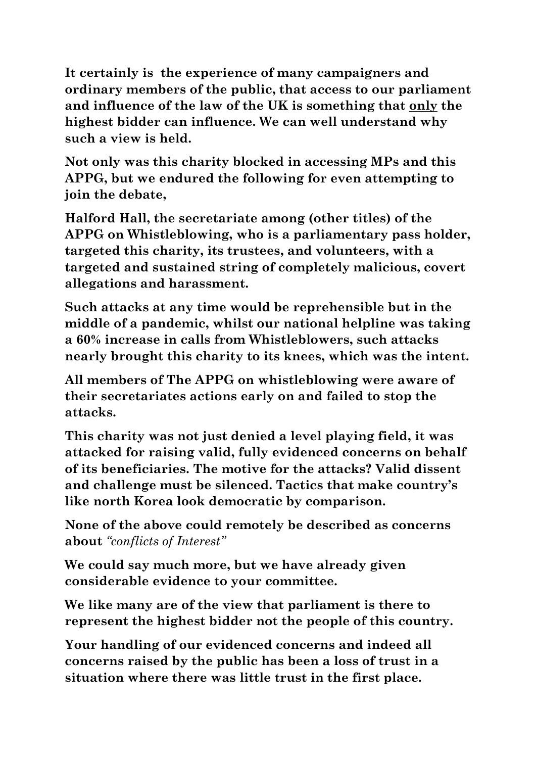**It certainly is  the experience of many campaigners and ordinary members of the public, that access to our parliament and influence of the law of the UK is something that <u>only</u> the highest bidder can influence. We can well understand why such a view is held.**

**Not only was this charity blocked in accessing MPs and this APPG, but we endured the following for even attempting to join the debate,**

**Halford Hall, the secretariate among (other titles) of the APPG on Whistleblowing, who is a parliamentary pass holder, targeted this charity, its trustees, and volunteers, with a targeted and sustained string of completely malicious, covert allegations and harassment.**

**Such attacks at any time would be reprehensible but in the middle of a pandemic, whilst our national helpline was taking a 60% increase in calls from Whistleblowers, such attacks nearly brought this charity to its knees, which was the intent.**

**All members of The APPG on whistleblowing were aware of their secretariates actions early on and failed to stop the attacks.**

**This charity was not just denied a level playing field, it was attacked for raising valid, fully evidenced concerns on behalf of its beneficiaries. The motive for the attacks? Valid dissent and challenge must be silenced. Tactics that make country's like north Korea look democratic by comparison.**

**None of the above could remotely be described as concerns about** ***"conflicts of Interest"***

**We could say much more, but we have already given considerable evidence to your committee.**

**We like many are of the view that parliament is there to represent the highest bidder not the people of this country.**

**Your handling of our evidenced concerns and indeed all concerns raised by the public has been a loss of trust in a situation where there was little trust in the first place.**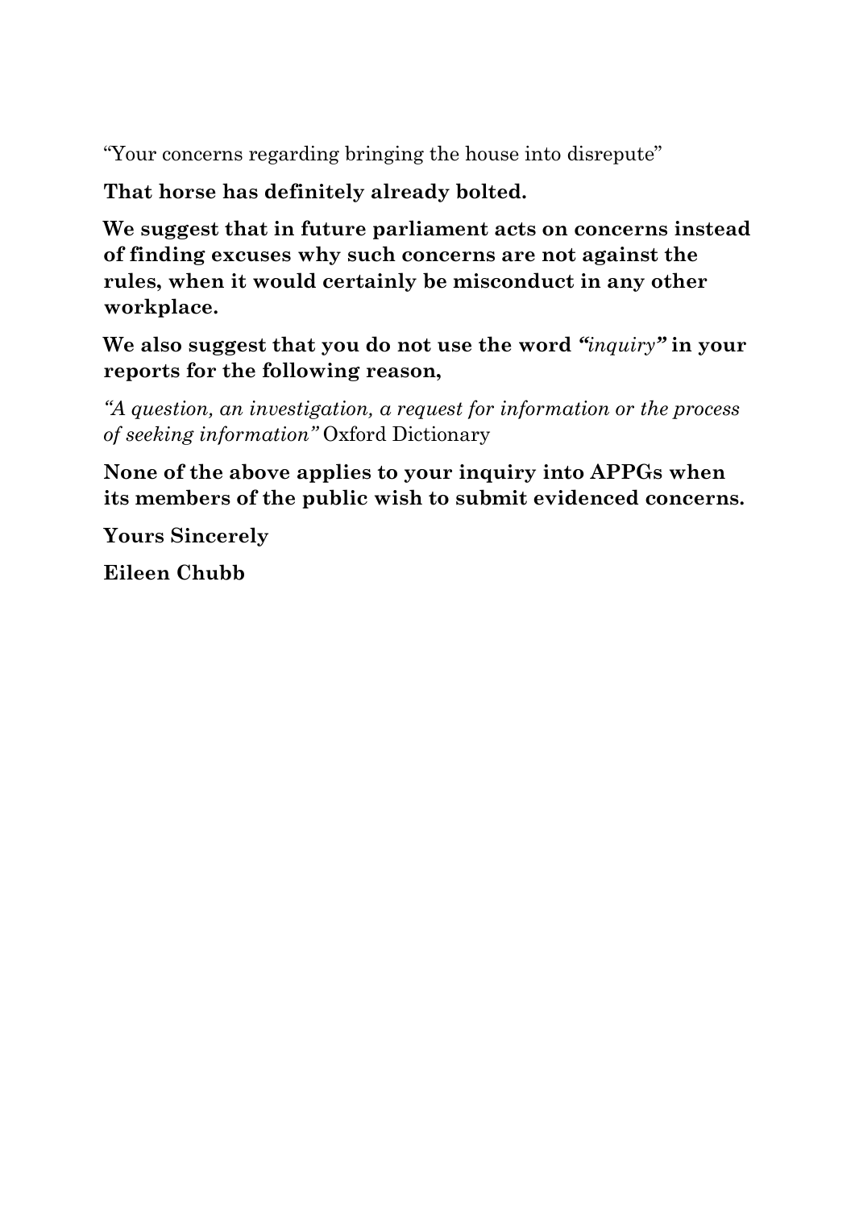"Your concerns regarding bringing the house into disrepute"

**That horse has definitely already bolted.**

**We suggest that in future parliament acts on concerns instead of finding excuses why such concerns are not against the rules, when it would certainly be misconduct in any other workplace.**

**We also suggest that you do not use the word *"inquiry"* in your reports for the following reason,**

*"A question, an investigation, a request for information or the process of seeking information"* Oxford Dictionary

**None of the above applies to your inquiry into APPGs when its members of the public wish to submit evidenced concerns.**

**Yours Sincerely**

**Eileen Chubb**